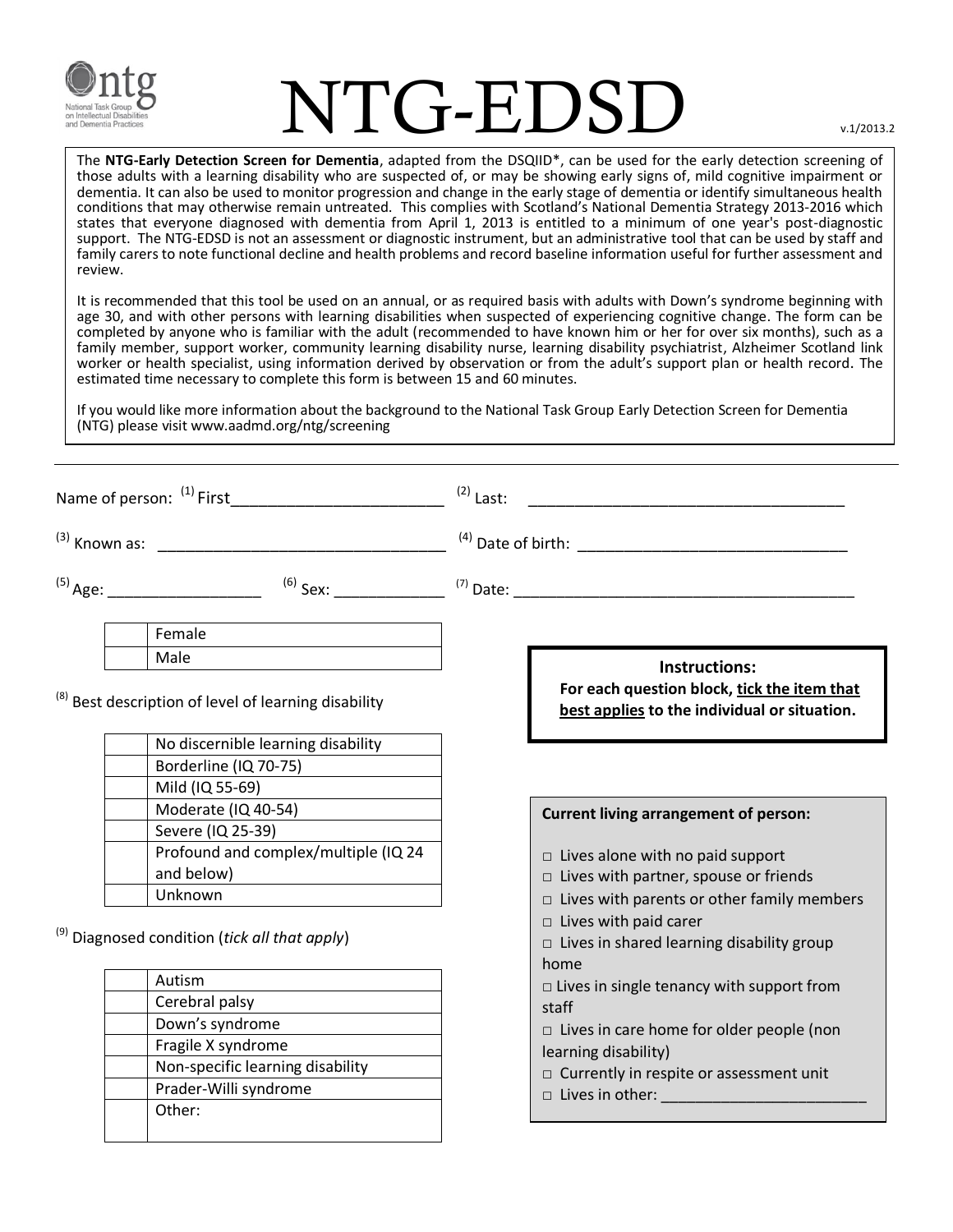# NTG-EDSD

v.1/2013.2

The **NTG-Early Detection Screen for Dementia**, adapted from the DSQIID*, can be used for the early detection screening of those adults with a learning disability who are suspected of, or may be showing early signs of, mild cognitive impairment or dementia. It can also be used to monitor progression and change in the early stage of dementia or identify simultaneous health conditions that may otherwise remain untreated. This complies with Scotland's National Dementia Strategy 2013-2016 which states that everyone diagnosed with dementia from April 1, 2013 is entitled to a minimum of one year's post-diagnostic support. The NTG-EDSD is not an assessment or diagnostic instrument, but an administrative tool that can be used by staff and family carers to note functional decline and health problems and record baseline information useful for further assessment and review.

It is recommended that this tool be used on an annual, or as required basis with adults with Down's syndrome beginning with age 30, and with other persons with learning disabilities when suspected of experiencing cognitive change. The form can be completed by anyone who is familiar with the adult (recommended to have known him or her for over six months), such as a family member, support worker, community learning disability nurse, learning disability psychiatrist, Alzheimer Scotland link worker or health specialist, using information derived by observation or from the adult's support plan or health record. The estimated time necessary to complete this form is between 15 and 60 minutes.

If you would like more information about the background to the National Task Group Early Detection Screen for Dementia (NTG) please visit www.aadmd.org/ntg/screening

---

Name of person: (1) First________________________ (2) Last: ____________________________________

(3) Known as: ________________________________ (4) Date of birth: ______________________________

(5) Age: _________________ (6) Sex: ____________ (7) Date: ________________________________________

| | |
|---|---|
| | Female |
| | Male |

**Instructions:**
**For each question block, <u>tick the item that best applies</u> to the individual or situation.**

(8) Best description of level of learning disability

| | |
|---|---|
| | No discernible learning disability |
| | Borderline (IQ 70-75) |
| | Mild (IQ 55-69) |
| | Moderate (IQ 40-54) |
| | Severe (IQ 25-39) |
| | Profound and complex/multiple (IQ 24 and below) |
| | Unknown |

(9) Diagnosed condition (*tick all that apply*)

| | |
|---|---|
| | Autism |
| | Cerebral palsy |
| | Down's syndrome |
| | Fragile X syndrome |
| | Non-specific learning disability |
| | Prader-Willi syndrome |
| | Other: |

**Current living arrangement of person:**

- □ Lives alone with no paid support
- □ Lives with partner, spouse or friends
- □ Lives with parents or other family members
- □ Lives with paid carer
- □ Lives in shared learning disability group home
- □ Lives in single tenancy with support from staff
- □ Lives in care home for older people (non learning disability)
- □ Currently in respite or assessment unit
- □ Lives in other: _______________________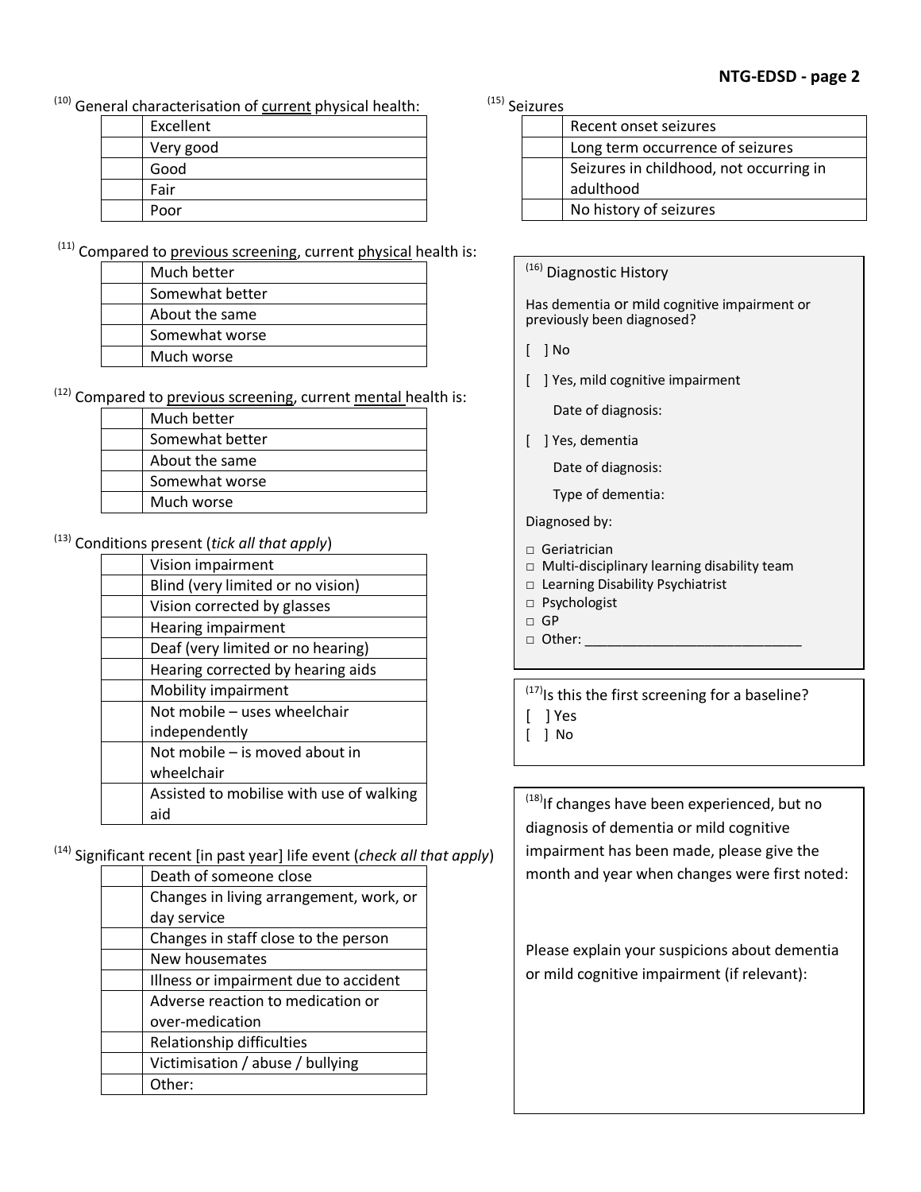[10] General characterisation of current physical health:

| | |
|---|---|
| | Excellent |
| | Very good |
| | Good |
| | Fair |
| | Poor |

[11] Compared to previous screening, current physical health is:

| | |
|---|---|
| | Much better |
| | Somewhat better |
| | About the same |
| | Somewhat worse |
| | Much worse |

[12] Compared to previous screening, current mental health is:

| | |
|---|---|
| | Much better |
| | Somewhat better |
| | About the same |
| | Somewhat worse |
| | Much worse |

[13] Conditions present (*tick all that apply*)

| | |
|---|---|
| | Vision impairment |
| | Blind (very limited or no vision) |
| | Vision corrected by glasses |
| | Hearing impairment |
| | Deaf (very limited or no hearing) |
| | Hearing corrected by hearing aids |
| | Mobility impairment |
| | Not mobile – uses wheelchair independently |
| | Not mobile – is moved about in wheelchair |
| | Assisted to mobilise with use of walking aid |

[14] Significant recent [in past year] life event (*check all that apply*)

| | |
|---|---|
| | Death of someone close |
| | Changes in living arrangement, work, or day service |
| | Changes in staff close to the person |
| | New housemates |
| | Illness or impairment due to accident |
| | Adverse reaction to medication or over-medication |
| | Relationship difficulties |
| | Victimisation / abuse / bullying |
| | Other: |

[15] Seizures

| | |
|---|---|
| | Recent onset seizures |
| | Long term occurrence of seizures |
| | Seizures in childhood, not occurring in adulthood |
| | No history of seizures |

[16] Diagnostic History

Has dementia or mild cognitive impairment or previously been diagnosed?

[ ] No

[ ] Yes, mild cognitive impairment

Date of diagnosis:

[ ] Yes, dementia

Date of diagnosis:

Type of dementia:

Diagnosed by:

- □ Geriatrician
- □ Multi-disciplinary learning disability team
- □ Learning Disability Psychiatrist
- □ Psychologist
- □ GP
- □ Other: ______________________________

[17] Is this the first screening for a baseline?

[ ] Yes

[ ] No

[18] If changes have been experienced, but no diagnosis of dementia or mild cognitive impairment has been made, please give the month and year when changes were first noted:

Please explain your suspicions about dementia or mild cognitive impairment (if relevant):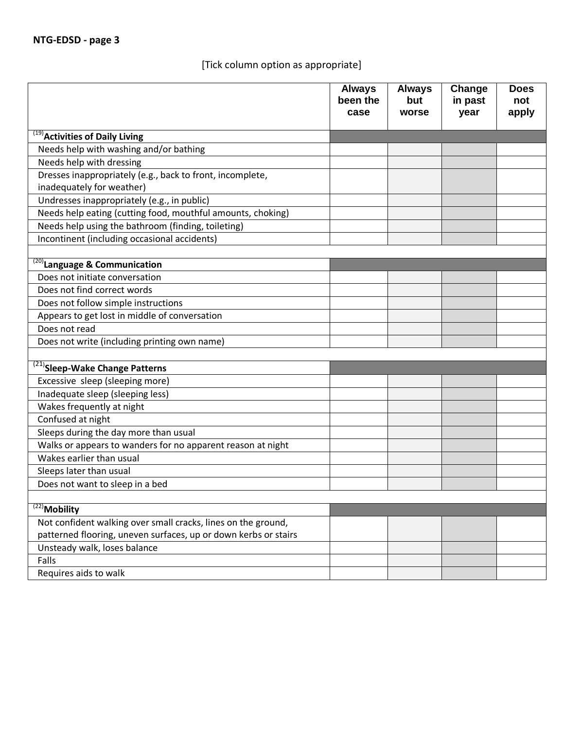## NTG-EDSD - page 3

[Tick column option as appropriate]

| | Always been the case | Always but worse | Change in past year | Does not apply |
|---|---|---|---|---|
| [19] **Activities of Daily Living** | | | | |
| Needs help with washing and/or bathing | | | | |
| Needs help with dressing | | | | |
| Dresses inappropriately (e.g., back to front, incomplete, inadequately for weather) | | | | |
| Undresses inappropriately (e.g., in public) | | | | |
| Needs help eating (cutting food, mouthful amounts, choking) | | | | |
| Needs help using the bathroom (finding, toileting) | | | | |
| Incontinent (including occasional accidents) | | | | |
| | | | | |
| [20] **Language & Communication** | | | | |
| Does not initiate conversation | | | | |
| Does not find correct words | | | | |
| Does not follow simple instructions | | | | |
| Appears to get lost in middle of conversation | | | | |
| Does not read | | | | |
| Does not write (including printing own name) | | | | |
| | | | | |
| [21] **Sleep-Wake Change Patterns** | | | | |
| Excessive sleep (sleeping more) | | | | |
| Inadequate sleep (sleeping less) | | | | |
| Wakes frequently at night | | | | |
| Confused at night | | | | |
| Sleeps during the day more than usual | | | | |
| Walks or appears to wanders for no apparent reason at night | | | | |
| Wakes earlier than usual | | | | |
| Sleeps later than usual | | | | |
| Does not want to sleep in a bed | | | | |
| | | | | |
| [22] **Mobility** | | | | |
| Not confident walking over small cracks, lines on the ground, patterned flooring, uneven surfaces, up or down kerbs or stairs | | | | |
| Unsteady walk, loses balance | | | | |
| Falls | | | | |
| Requires aids to walk | | | | |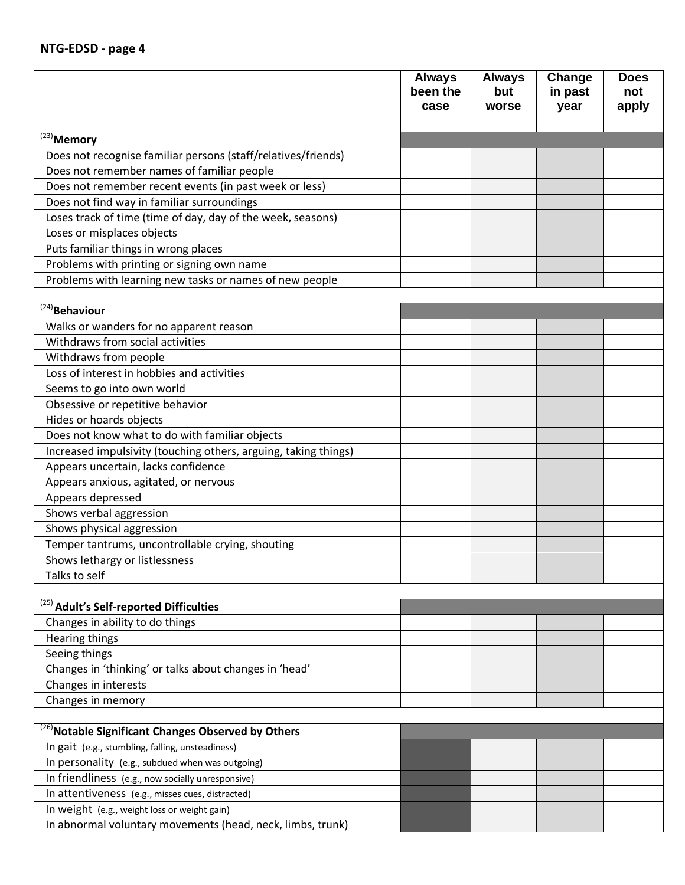**NTG-EDSD - page 4**

| | Always been the case | Always but worse | Change in past year | Does not apply |
|---|---|---|---|---|
| [23] **Memory** | | | | |
| Does not recognise familiar persons (staff/relatives/friends) | | | | |
| Does not remember names of familiar people | | | | |
| Does not remember recent events (in past week or less) | | | | |
| Does not find way in familiar surroundings | | | | |
| Loses track of time (time of day, day of the week, seasons) | | | | |
| Loses or misplaces objects | | | | |
| Puts familiar things in wrong places | | | | |
| Problems with printing or signing own name | | | | |
| Problems with learning new tasks or names of new people | | | | |
| | | | | |
| [24] **Behaviour** | | | | |
| Walks or wanders for no apparent reason | | | | |
| Withdraws from social activities | | | | |
| Withdraws from people | | | | |
| Loss of interest in hobbies and activities | | | | |
| Seems to go into own world | | | | |
| Obsessive or repetitive behavior | | | | |
| Hides or hoards objects | | | | |
| Does not know what to do with familiar objects | | | | |
| Increased impulsivity (touching others, arguing, taking things) | | | | |
| Appears uncertain, lacks confidence | | | | |
| Appears anxious, agitated, or nervous | | | | |
| Appears depressed | | | | |
| Shows verbal aggression | | | | |
| Shows physical aggression | | | | |
| Temper tantrums, uncontrollable crying, shouting | | | | |
| Shows lethargy or listlessness | | | | |
| Talks to self | | | | |
| | | | | |
| [25] **Adult's Self-reported Difficulties** | | | | |
| Changes in ability to do things | | | | |
| Hearing things | | | | |
| Seeing things | | | | |
| Changes in 'thinking' or talks about changes in 'head' | | | | |
| Changes in interests | | | | |
| Changes in memory | | | | |
| | | | | |
| [26] **Notable Significant Changes Observed by Others** | | | | |
| In gait (e.g., stumbling, falling, unsteadiness) | | | | |
| In personality (e.g., subdued when was outgoing) | | | | |
| In friendliness (e.g., now socially unresponsive) | | | | |
| In attentiveness (e.g., misses cues, distracted) | | | | |
| In weight (e.g., weight loss or weight gain) | | | | |
| In abnormal voluntary movements (head, neck, limbs, trunk) | | | | |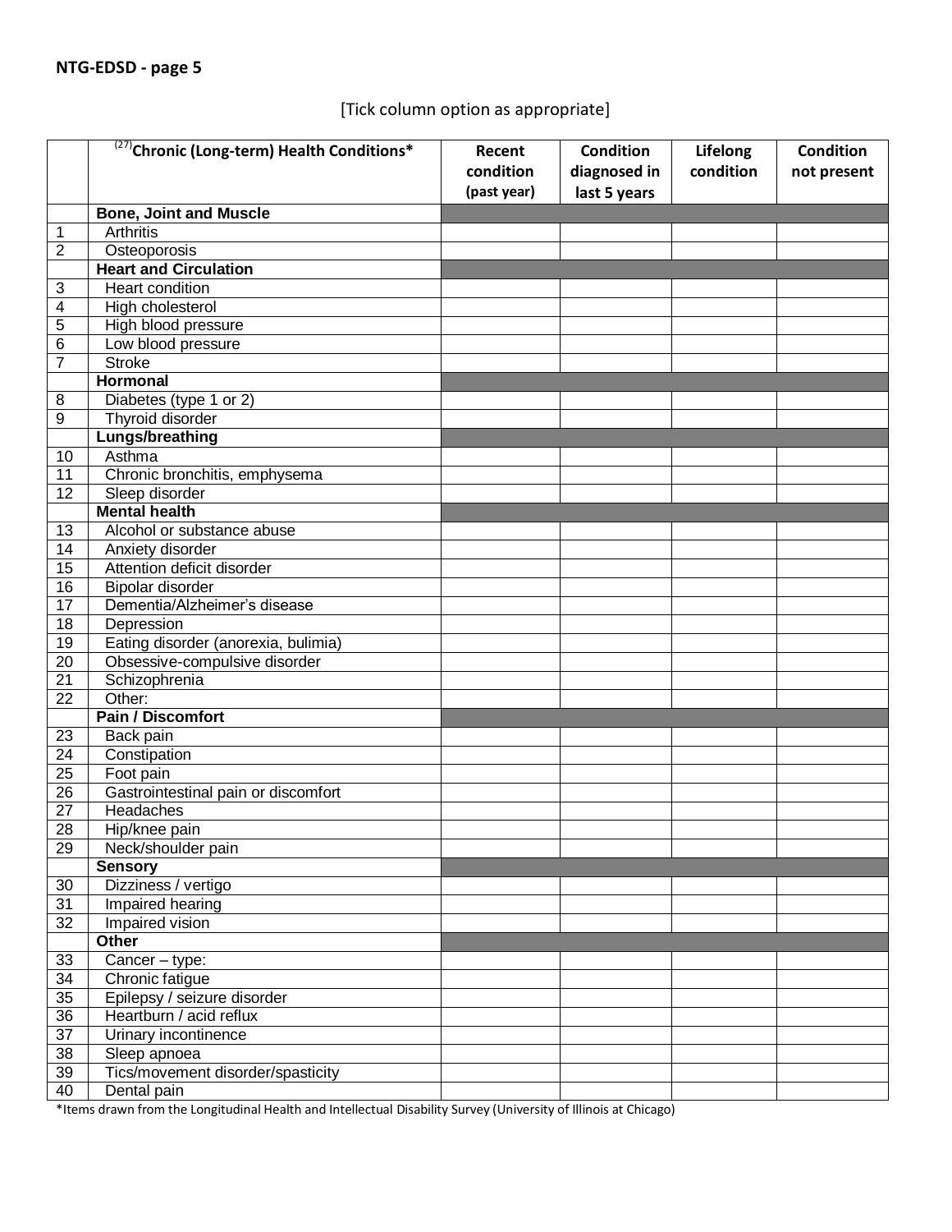NTG-EDSD - page 5

[Tick column option as appropriate]

| | [27] **Chronic (Long-term) Health Conditions*** | **Recent condition (past year)** | **Condition diagnosed in last 5 years** | **Lifelong condition** | **Condition not present** |
|---|---|---|---|---|---|
| | **Bone, Joint and Muscle** | | | | |
| 1 | Arthritis | | | | |
| 2 | Osteoporosis | | | | |
| | **Heart and Circulation** | | | | |
| 3 | Heart condition | | | | |
| 4 | High cholesterol | | | | |
| 5 | High blood pressure | | | | |
| 6 | Low blood pressure | | | | |
| 7 | Stroke | | | | |
| | **Hormonal** | | | | |
| 8 | Diabetes (type 1 or 2) | | | | |
| 9 | Thyroid disorder | | | | |
| | **Lungs/breathing** | | | | |
| 10 | Asthma | | | | |
| 11 | Chronic bronchitis, emphysema | | | | |
| 12 | Sleep disorder | | | | |
| | **Mental health** | | | | |
| 13 | Alcohol or substance abuse | | | | |
| 14 | Anxiety disorder | | | | |
| 15 | Attention deficit disorder | | | | |
| 16 | Bipolar disorder | | | | |
| 17 | Dementia/Alzheimer's disease | | | | |
| 18 | Depression | | | | |
| 19 | Eating disorder (anorexia, bulimia) | | | | |
| 20 | Obsessive-compulsive disorder | | | | |
| 21 | Schizophrenia | | | | |
| 22 | Other: | | | | |
| | **Pain / Discomfort** | | | | |
| 23 | Back pain | | | | |
| 24 | Constipation | | | | |
| 25 | Foot pain | | | | |
| 26 | Gastrointestinal pain or discomfort | | | | |
| 27 | Headaches | | | | |
| 28 | Hip/knee pain | | | | |
| 29 | Neck/shoulder pain | | | | |
| | **Sensory** | | | | |
| 30 | Dizziness / vertigo | | | | |
| 31 | Impaired hearing | | | | |
| 32 | Impaired vision | | | | |
| | **Other** | | | | |
| 33 | Cancer – type: | | | | |
| 34 | Chronic fatigue | | | | |
| 35 | Epilepsy / seizure disorder | | | | |
| 36 | Heartburn / acid reflux | | | | |
| 37 | Urinary incontinence | | | | |
| 38 | Sleep apnoea | | | | |
| 39 | Tics/movement disorder/spasticity | | | | |
| 40 | Dental pain | | | | |

*Items drawn from the Longitudinal Health and Intellectual Disability Survey (University of Illinois at Chicago)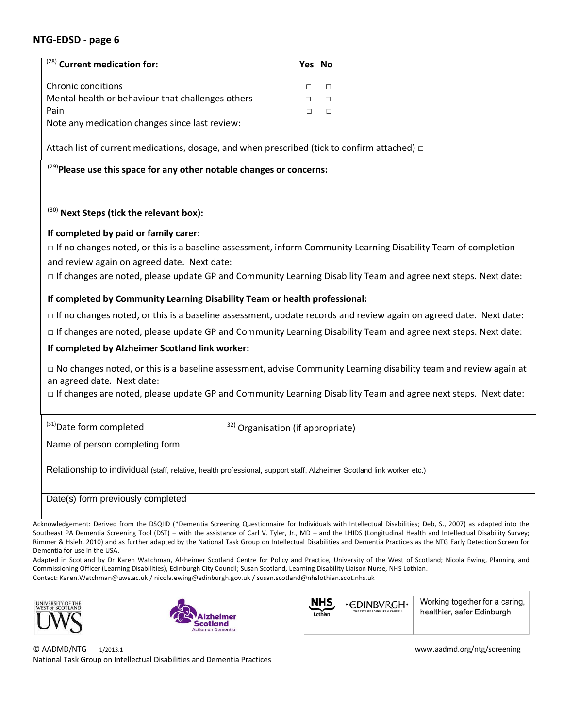## NTG-EDSD - page 6

| [28] **Current medication for:** | **Yes** | **No** |
|---|---|---|
| Chronic conditions | □ | □ |
| Mental health or behaviour that challenges others | □ | □ |
| Pain | □ | □ |

Note any medication changes since last review:

Attach list of current medications, dosage, and when prescribed (tick to confirm attached) □

[29] **Please use this space for any other notable changes or concerns:**

[30] **Next Steps (tick the relevant box):**

**If completed by paid or family carer:**

□ If no changes noted, or this is a baseline assessment, inform Community Learning Disability Team of completion and review again on agreed date. Next date:

□ If changes are noted, please update GP and Community Learning Disability Team and agree next steps. Next date:

**If completed by Community Learning Disability Team or health professional:**

□ If no changes noted, or this is a baseline assessment, update records and review again on agreed date. Next date:

□ If changes are noted, please update GP and Community Learning Disability Team and agree next steps. Next date:

**If completed by Alzheimer Scotland link worker:**

□ No changes noted, or this is a baseline assessment, advise Community Learning disability team and review again at an agreed date. Next date:

□ If changes are noted, please update GP and Community Learning Disability Team and agree next steps. Next date:

| [31] Date form completed | [32] Organisation (if appropriate) |
|---|---|
| Name of person completing form | |
| Relationship to individual (staff, relative, health professional, support staff, Alzheimer Scotland link worker etc.) | |
| Date(s) form previously completed | |

Acknowledgement: Derived from the DSQIID (*Dementia Screening Questionnaire for Individuals with Intellectual Disabilities; Deb, S., 2007) as adapted into the Southeast PA Dementia Screening Tool (DST) – with the assistance of Carl V. Tyler, Jr., MD – and the LHIDS (Longitudinal Health and Intellectual Disability Survey; Rimmer & Hsieh, 2010) and as further adapted by the National Task Group on Intellectual Disabilities and Dementia Practices as the NTG Early Detection Screen for Dementia for use in the USA.

Adapted in Scotland by Dr Karen Watchman, Alzheimer Scotland Centre for Policy and Practice, University of the West of Scotland; Nicola Ewing, Planning and Commissioning Officer (Learning Disabilities), Edinburgh City Council; Susan Scotland, Learning Disability Liaison Nurse, NHS Lothian.

Contact: Karen.Watchman@uws.ac.uk / nicola.ewing@edinburgh.gov.uk / susan.scotland@nhslothian.scot.nhs.uk

Working together for a caring, healthier, safer Edinburgh

© AADMD/NTG 1/2013.1 www.aadmd.org/ntg/screening

National Task Group on Intellectual Disabilities and Dementia Practices